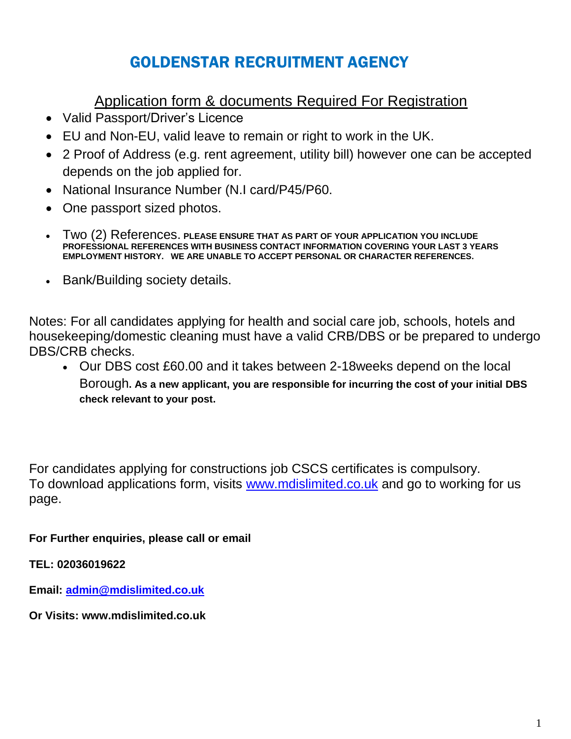# GOLDENSTAR RECRUITMENT AGENCY

## Application form & documents Required For Registration

- Valid Passport/Driver's Licence
- EU and Non-EU, valid leave to remain or right to work in the UK.
- 2 Proof of Address (e.g. rent agreement, utility bill) however one can be accepted depends on the job applied for.
- National Insurance Number (N.I card/P45/P60.
- One passport sized photos.
- Two (2) References. **PLEASE ENSURE THAT AS PART OF YOUR APPLICATION YOU INCLUDE PROFESSIONAL REFERENCES WITH BUSINESS CONTACT INFORMATION COVERING YOUR LAST 3 YEARS EMPLOYMENT HISTORY. WE ARE UNABLE TO ACCEPT PERSONAL OR CHARACTER REFERENCES.**
- Bank/Building society details.

Notes: For all candidates applying for health and social care job, schools, hotels and housekeeping/domestic cleaning must have a valid CRB/DBS or be prepared to undergo DBS/CRB checks.

- Our DBS cost £60.00 and it takes between 2-18weeks depend on the local Borough. **As a new applicant, you are responsible for incurring the cost of your initial DBS check relevant to your post.**

For candidates applying for constructions job CSCS certificates is compulsory.
To download applications form, visits [www.mdislimited.co.uk](http://www.mdislimited.co.uk) and go to working for us page.

**For Further enquiries, please call or email**

**TEL: 02036019622**

**Email: [admin@mdislimited.co.uk](mailto:admin@mdislimited.co.uk)**

**Or Visits: www.mdislimited.co.uk**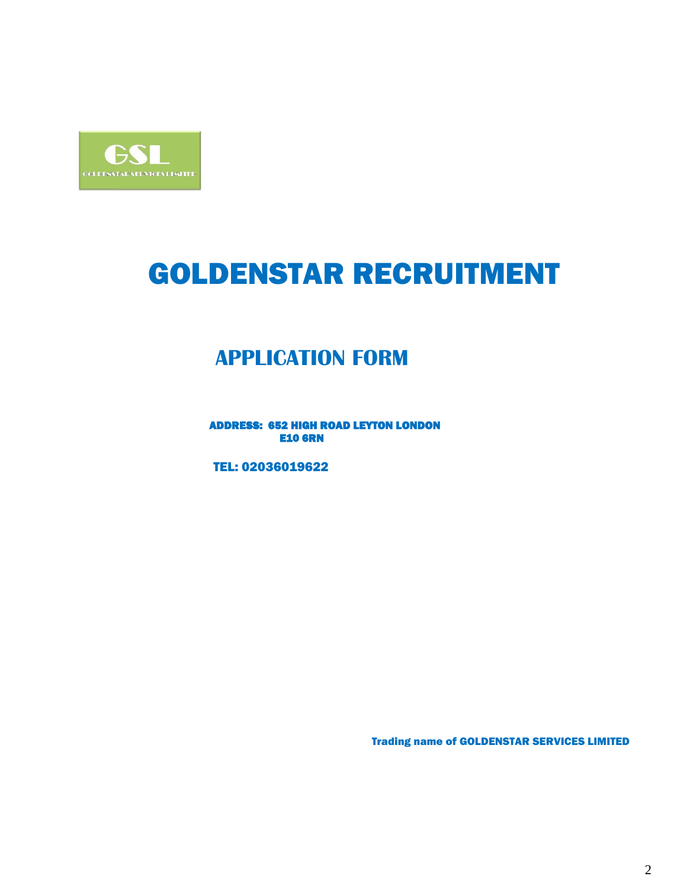GSL

GOLDENSTAR SERVICES LIMITED

# GOLDENSTAR RECRUITMENT

## APPLICATION FORM

**ADDRESS: 652 HIGH ROAD LEYTON LONDON E10 6RN**

**TEL: 02036019622**

**Trading name of GOLDENSTAR SERVICES LIMITED**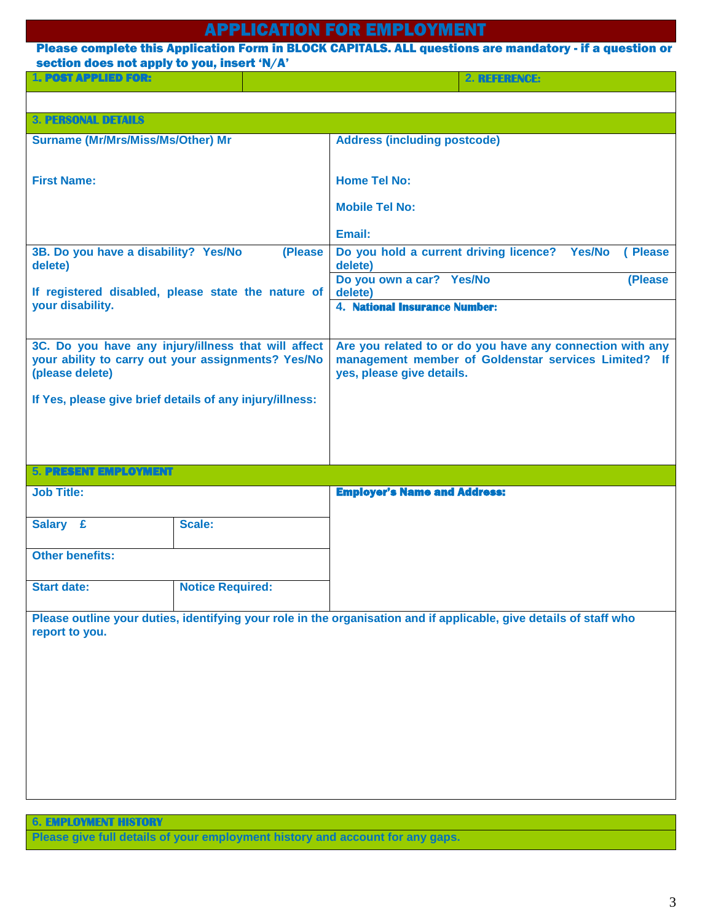# APPLICATION FOR EMPLOYMENT

**Please complete this Application Form in BLOCK CAPITALS. ALL questions are mandatory - if a question or section does not apply to you, insert 'N/A'**

| **1. POST APPLIED FOR:** | | **2. REFERENCE:** |
|---|---|---|
| | | |

## 3. PERSONAL DETAILS

| | |
|---|---|
| **Surname (Mr/Mrs/Miss/Ms/Other) Mr**<br><br>**First Name:** | **Address (including postcode)**<br><br>**Home Tel No:**<br><br>**Mobile Tel No:**<br><br>**Email:** |
| **3B. Do you have a disability? Yes/No (Please delete)**<br><br>**If registered disabled, please state the nature of your disability.** | **Do you hold a current driving licence? Yes/No (Please delete)**<br><br>**Do you own a car? Yes/No (Please delete)**<br><br>**4. National Insurance Number:** |
| **3C. Do you have any injury/illness that will affect your ability to carry out your assignments? Yes/No (please delete)**<br><br>**If Yes, please give brief details of any injury/illness:** | **Are you related to or do you have any connection with any management member of Goldenstar services Limited? If yes, please give details.** |

## 5. PRESENT EMPLOYMENT

| | | |
|---|---|---|
| **Job Title:** | | **Employer's Name and Address:** |
| **Salary £** | **Scale:** | |
| **Other benefits:** | | |
| **Start date:** | **Notice Required:** | |

**Please outline your duties, identifying your role in the organisation and if applicable, give details of staff who report to you.**

## 6. EMPLOYMENT HISTORY

**Please give full details of your employment history and account for any gaps.**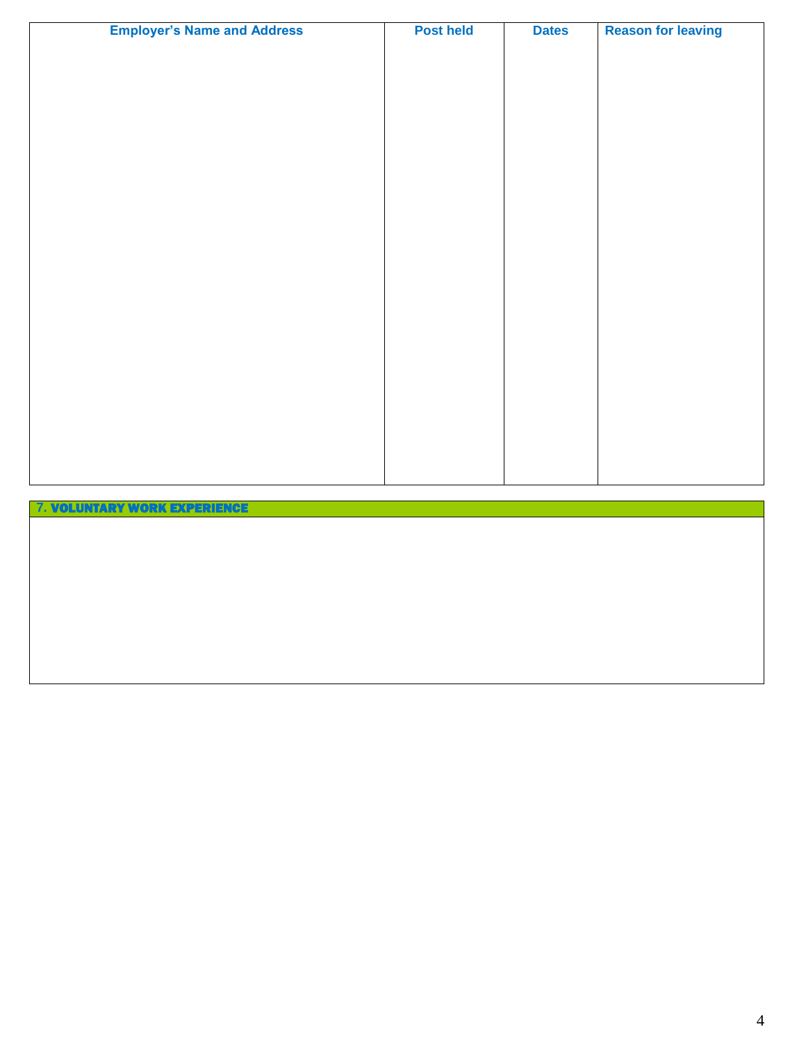| Employer's Name and Address | Post held | Dates | Reason for leaving |
| --- | --- | --- | --- |
| | | | |

## 7. VOLUNTARY WORK EXPERIENCE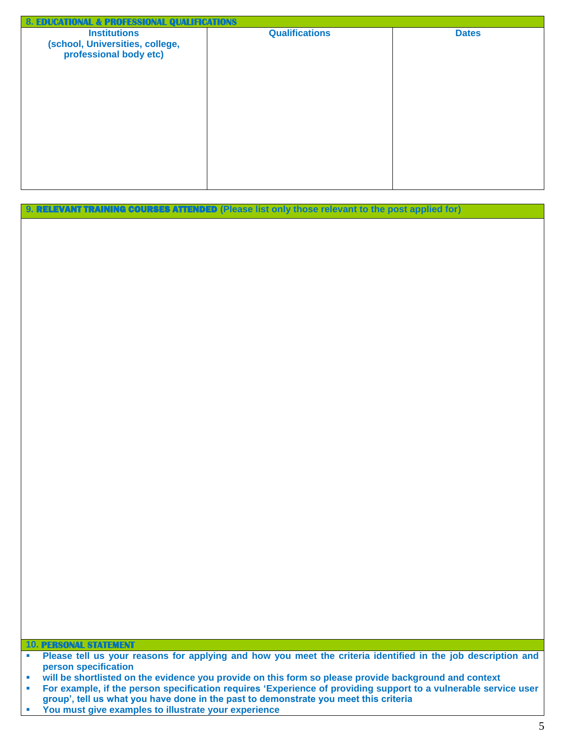## 8. EDUCATIONAL & PROFESSIONAL QUALIFICATIONS

| Institutions (school, Universities, college, professional body etc) | Qualifications | Dates |
| --- | --- | --- |
| | | |

## 9. RELEVANT TRAINING COURSES ATTENDED (Please list only those relevant to the post applied for)

## 10. PERSONAL STATEMENT

- Please tell us your reasons for applying and how you meet the criteria identified in the job description and person specification
- will be shortlisted on the evidence you provide on this form so please provide background and context
- For example, if the person specification requires 'Experience of providing support to a vulnerable service user group', tell us what you have done in the past to demonstrate you meet this criteria
- You must give examples to illustrate your experience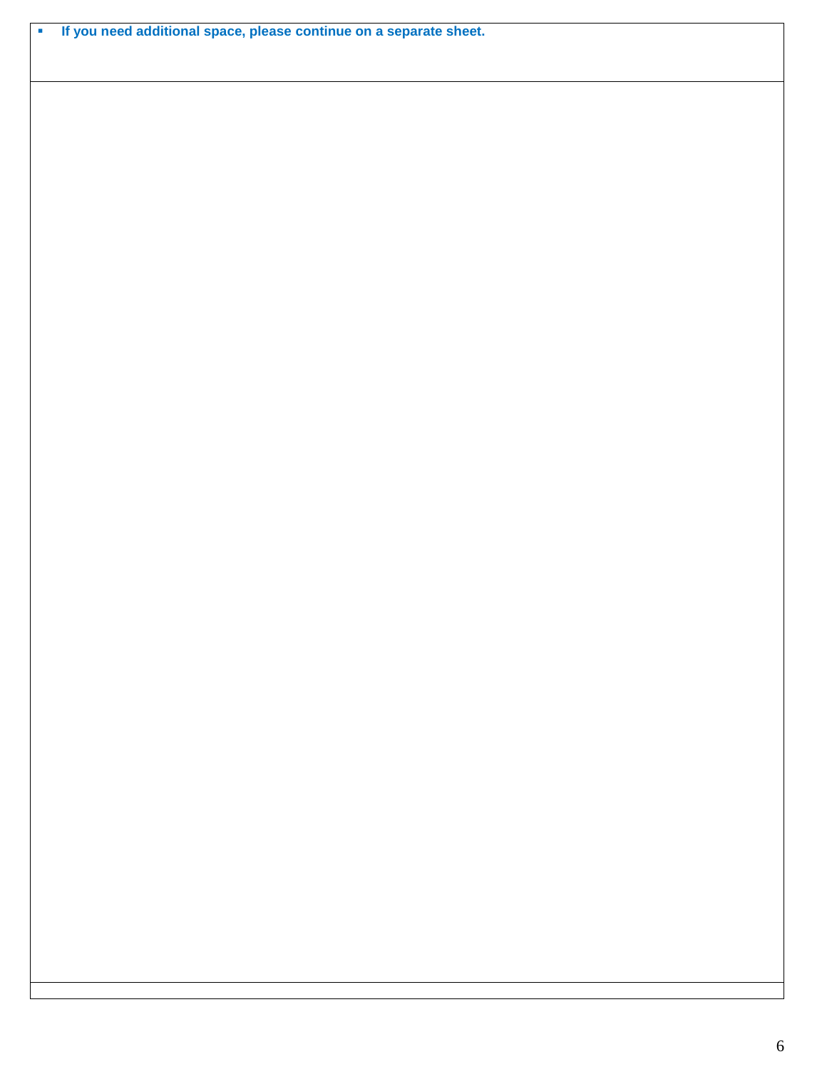- **If you need additional space, please continue on a separate sheet.**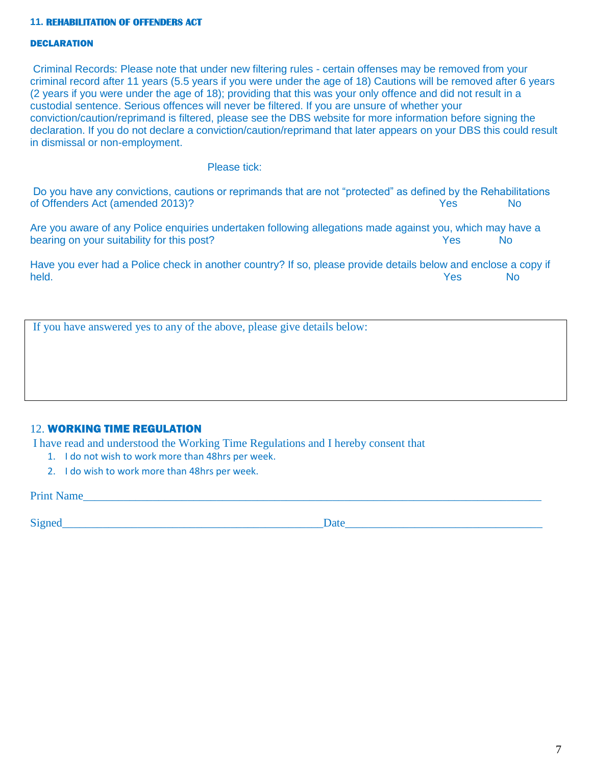## 11. REHABILITATION OF OFFENDERS ACT

### DECLARATION

Criminal Records: Please note that under new filtering rules - certain offenses may be removed from your criminal record after 11 years (5.5 years if you were under the age of 18) Cautions will be removed after 6 years (2 years if you were under the age of 18); providing that this was your only offence and did not result in a custodial sentence. Serious offences will never be filtered. If you are unsure of whether your conviction/caution/reprimand is filtered, please see the DBS website for more information before signing the declaration. If you do not declare a conviction/caution/reprimand that later appears on your DBS this could result in dismissal or non-employment.

Please tick:

Do you have any convictions, cautions or reprimands that are not "protected" as defined by the Rehabilitations of Offenders Act (amended 2013)? Yes No

Are you aware of any Police enquiries undertaken following allegations made against you, which may have a bearing on your suitability for this post? Yes No

Have you ever had a Police check in another country? If so, please provide details below and enclose a copy if held. Yes No

| If you have answered yes to any of the above, please give details below: |
|---|
| |

## 12. WORKING TIME REGULATION

I have read and understood the Working Time Regulations and I hereby consent that

1. I do not wish to work more than 48hrs per week.
2. I do wish to work more than 48hrs per week.

Print Name_______________________________________________

Signed_______________________________ Date_______________________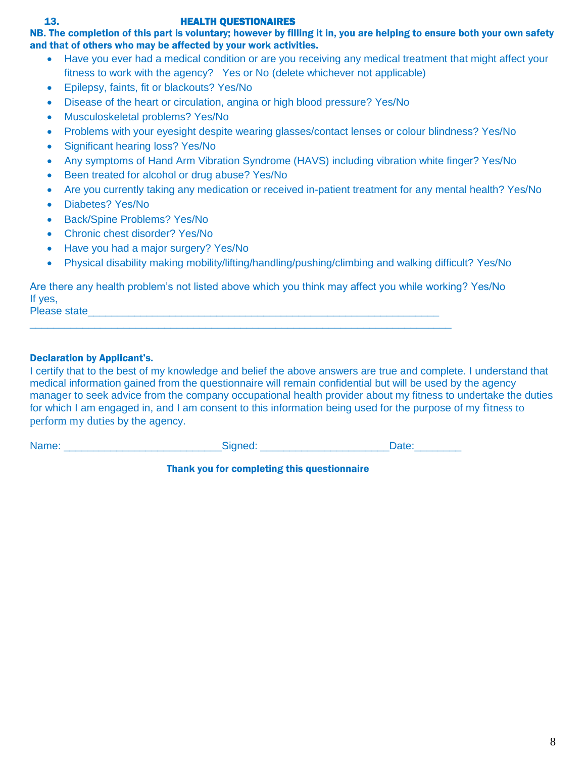## 13. HEALTH QUESTIONAIRES

**NB. The completion of this part is voluntary; however by filling it in, you are helping to ensure both your own safety and that of others who may be affected by your work activities.**

- Have you ever had a medical condition or are you receiving any medical treatment that might affect your fitness to work with the agency?   Yes or No (delete whichever not applicable)
- Epilepsy, faints, fit or blackouts? Yes/No
- Disease of the heart or circulation, angina or high blood pressure? Yes/No
- Musculoskeletal problems? Yes/No
- Problems with your eyesight despite wearing glasses/contact lenses or colour blindness? Yes/No
- Significant hearing loss? Yes/No
- Any symptoms of Hand Arm Vibration Syndrome (HAVS) including vibration white finger? Yes/No
- Been treated for alcohol or drug abuse? Yes/No
- Are you currently taking any medication or received in-patient treatment for any mental health? Yes/No
- Diabetes? Yes/No
- Back/Spine Problems? Yes/No
- Chronic chest disorder? Yes/No
- Have you had a major surgery? Yes/No
- Physical disability making mobility/lifting/handling/pushing/climbing and walking difficult? Yes/No

Are there any health problem's not listed above which you think may affect you while working? Yes/No
If yes,
Please state_____________________________________________________________
________________________________________________________________

**Declaration by Applicant's.**

I certify that to the best of my knowledge and belief the above answers are true and complete. I understand that medical information gained from the questionnaire will remain confidential but will be used by the agency manager to seek advice from the company occupational health provider about my fitness to undertake the duties for which I am engaged in, and I am consent to this information being used for the purpose of my fitness to perform my duties by the agency.

Name: __________________________Signed: _____________________Date:________

**Thank you for completing this questionnaire**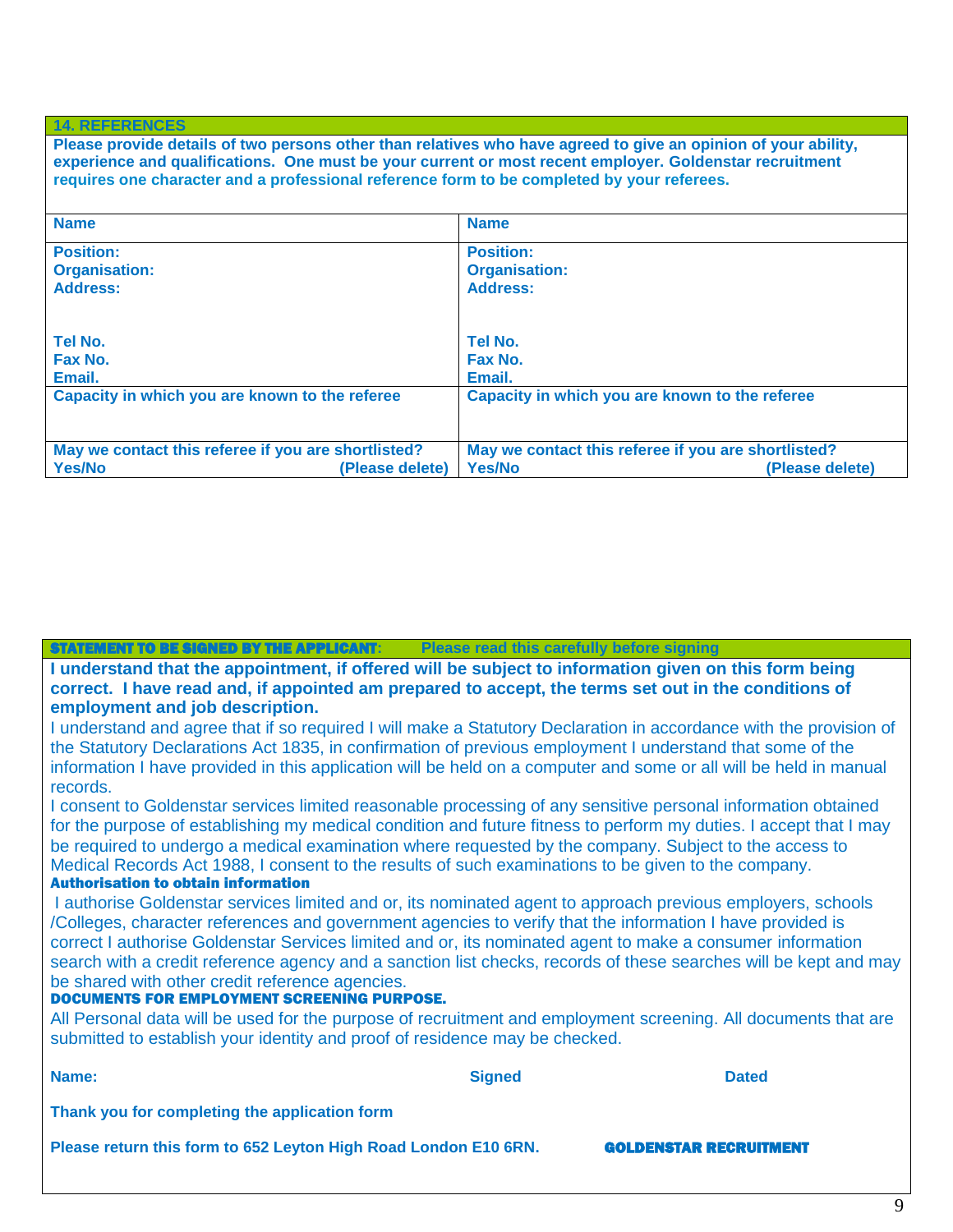## 14. REFERENCES

**Please provide details of two persons other than relatives who have agreed to give an opinion of your ability, experience and qualifications. One must be your current or most recent employer. Goldenstar recruitment requires one character and a professional reference form to be completed by your referees.**

| Name | Name |
|---|---|
| **Position:**<br>**Organisation:**<br>**Address:**<br><br><br>**Tel No.**<br>**Fax No.**<br>**Email.** | **Position:**<br>**Organisation:**<br>**Address:**<br><br><br>**Tel No.**<br>**Fax No.**<br>**Email.** |
| **Capacity in which you are known to the referee** | **Capacity in which you are known to the referee** |
| **May we contact this referee if you are shortlisted?**<br>**Yes/No (Please delete)** | **May we contact this referee if you are shortlisted?**<br>**Yes/No (Please delete)** |

## STATEMENT TO BE SIGNED BY THE APPLICANT: Please read this carefully before signing

**I understand that the appointment, if offered will be subject to information given on this form being correct. I have read and, if appointed am prepared to accept, the terms set out in the conditions of employment and job description.**

I understand and agree that if so required I will make a Statutory Declaration in accordance with the provision of the Statutory Declarations Act 1835, in confirmation of previous employment I understand that some of the information I have provided in this application will be held on a computer and some or all will be held in manual records.

I consent to Goldenstar services limited reasonable processing of any sensitive personal information obtained for the purpose of establishing my medical condition and future fitness to perform my duties. I accept that I may be required to undergo a medical examination where requested by the company. Subject to the access to Medical Records Act 1988, I consent to the results of such examinations to be given to the company.

**Authorisation to obtain information**

I authorise Goldenstar services limited and or, its nominated agent to approach previous employers, schools /Colleges, character references and government agencies to verify that the information I have provided is correct I authorise Goldenstar Services limited and or, its nominated agent to make a consumer information search with a credit reference agency and a sanction list checks, records of these searches will be kept and may be shared with other credit reference agencies.

**DOCUMENTS FOR EMPLOYMENT SCREENING PURPOSE.**

All Personal data will be used for the purpose of recruitment and employment screening. All documents that are submitted to establish your identity and proof of residence may be checked.

**Name:** **Signed** **Dated**

**Thank you for completing the application form**

**Please return this form to 652 Leyton High Road London E10 6RN.** **GOLDENSTAR RECRUITMENT**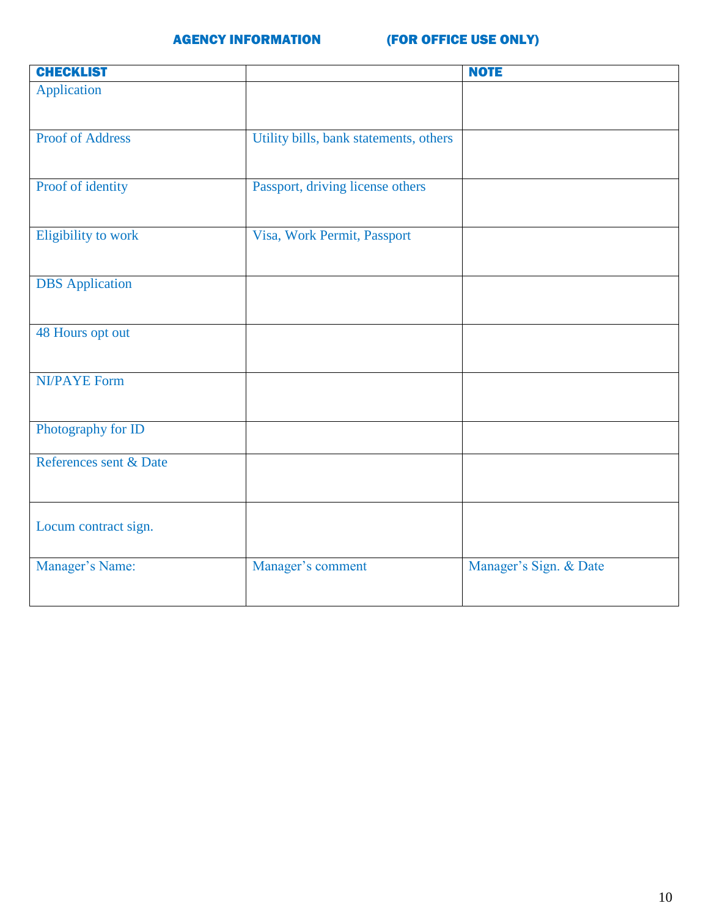**AGENCY INFORMATION (FOR OFFICE USE ONLY)**

| CHECKLIST | | NOTE |
|---|---|---|
| Application | | |
| Proof of Address | Utility bills, bank statements, others | |
| Proof of identity | Passport, driving license others | |
| Eligibility to work | Visa, Work Permit, Passport | |
| DBS Application | | |
| 48 Hours opt out | | |
| NI/PAYE Form | | |
| Photography for ID | | |
| References sent & Date | | |
| Locum contract sign. | | |
| Manager's Name: | Manager's comment | Manager's Sign. & Date |